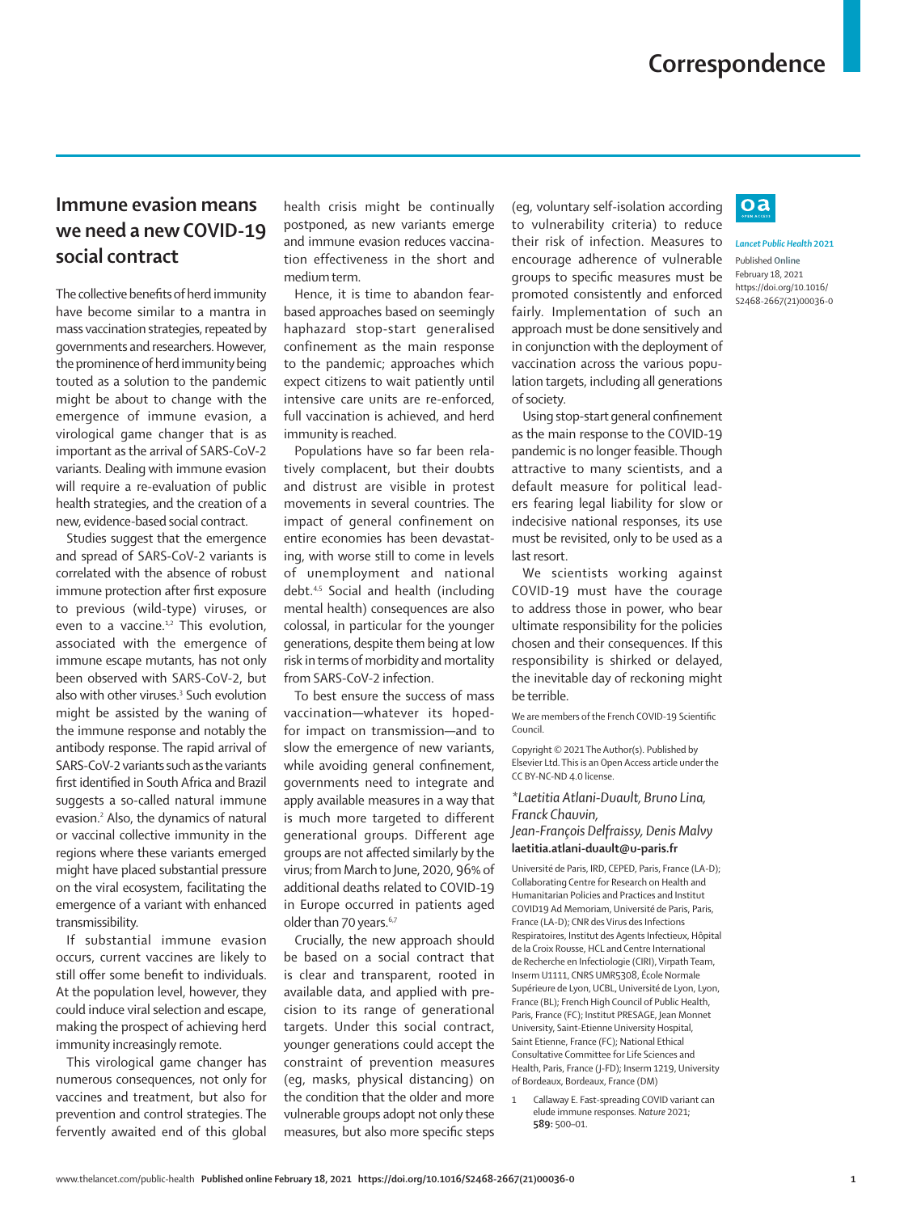# Correspondence

## Immune evasion means we need a new COVID-19 social contract

The collective benefits of herd immunity have become similar to a mantra in mass vaccination strategies, repeated by governments and researchers. However, the prominence of herd immunity being touted as a solution to the pandemic might be about to change with the emergence of immune evasion, a virological game changer that is as important as the arrival of SARS-CoV-2 variants. Dealing with immune evasion will require a re-evaluation of public health strategies, and the creation of a new, evidence-based social contract.

Studies suggest that the emergence and spread of SARS-CoV-2 variants is correlated with the absence of robust immune protection after first exposure to previous (wild-type) viruses, or even to a vaccine.[1,2] This evolution, associated with the emergence of immune escape mutants, has not only been observed with SARS-CoV-2, but also with other viruses.[3] Such evolution might be assisted by the waning of the immune response and notably the antibody response. The rapid arrival of SARS-CoV-2 variants such as the variants first identified in South Africa and Brazil suggests a so-called natural immune evasion.[2] Also, the dynamics of natural or vaccinal collective immunity in the regions where these variants emerged might have placed substantial pressure on the viral ecosystem, facilitating the emergence of a variant with enhanced transmissibility.

If substantial immune evasion occurs, current vaccines are likely to still offer some benefit to individuals. At the population level, however, they could induce viral selection and escape, making the prospect of achieving herd immunity increasingly remote.

This virological game changer has numerous consequences, not only for vaccines and treatment, but also for prevention and control strategies. The fervently awaited end of this global health crisis might be continually postponed, as new variants emerge and immune evasion reduces vaccination effectiveness in the short and medium term.

Hence, it is time to abandon fear-based approaches based on seemingly haphazard stop-start generalised confinement as the main response to the pandemic; approaches which expect citizens to wait patiently until intensive care units are re-enforced, full vaccination is achieved, and herd immunity is reached.

Populations have so far been relatively complacent, but their doubts and distrust are visible in protest movements in several countries. The impact of general confinement on entire economies has been devastating, with worse still to come in levels of unemployment and national debt.[4,5] Social and health (including mental health) consequences are also colossal, in particular for the younger generations, despite them being at low risk in terms of morbidity and mortality from SARS-CoV-2 infection.

To best ensure the success of mass vaccination—whatever its hoped-for impact on transmission—and to slow the emergence of new variants, while avoiding general confinement, governments need to integrate and apply available measures in a way that is much more targeted to different generational groups. Different age groups are not affected similarly by the virus; from March to June, 2020, 96% of additional deaths related to COVID-19 in Europe occurred in patients aged older than 70 years.[6,7]

Crucially, the new approach should be based on a social contract that is clear and transparent, rooted in available data, and applied with precision to its range of generational targets. Under this social contract, younger generations could accept the constraint of prevention measures (eg, masks, physical distancing) on the condition that the older and more vulnerable groups adopt not only these measures, but also more specific steps (eg, voluntary self-isolation according to vulnerability criteria) to reduce their risk of infection. Measures to encourage adherence of vulnerable groups to specific measures must be promoted consistently and enforced fairly. Implementation of such an approach must be done sensitively and in conjunction with the deployment of vaccination across the various population targets, including all generations of society.

Using stop-start general confinement as the main response to the COVID-19 pandemic is no longer feasible. Though attractive to many scientists, and a default measure for political leaders fearing legal liability for slow or indecisive national responses, its use must be revisited, only to be used as a last resort.

We scientists working against COVID-19 must have the courage to address those in power, who bear ultimate responsibility for the policies chosen and their consequences. If this responsibility is shirked or delayed, the inevitable day of reckoning might be terrible.

We are members of the French COVID-19 Scientific Council.

Copyright © 2021 The Author(s). Published by Elsevier Ltd. This is an Open Access article under the CC BY-NC-ND 4.0 license.

*\*Laetitia Atlani-Duault, Bruno Lina, Franck Chauvin, Jean-François Delfraissy, Denis Malvy*
**laetitia.atlani-duault@u-paris.fr**

Université de Paris, IRD, CEPED, Paris, France (LA-D); Collaborating Centre for Research on Health and Humanitarian Policies and Practices and Institut COVID19 Ad Memoriam, Université de Paris, Paris, France (LA-D); CNR des Virus des Infections Respiratoires, Institut des Agents Infectieux, Hôpital de la Croix Rousse, HCL and Centre International de Recherche en Infectiologie (CIRI), Virpath Team, Inserm U1111, CNRS UMR5308, École Normale Supérieure de Lyon, UCBL, Université de Lyon, Lyon, France (BL); French High Council of Public Health, Paris, France (FC); Institut PRESAGE, Jean Monnet University, Saint-Etienne University Hospital, Saint Etienne, France (FC); National Ethical Consultative Committee for Life Sciences and Health, Paris, France (J-FD); Inserm 1219, University of Bordeaux, Bordeaux, France (DM)

*Lancet Public Health* 2021

Published Online February 18, 2021 https://doi.org/10.1016/S2468-2667(21)00036-0

1. Callaway E. Fast-spreading COVID variant can elude immune responses. *Nature* 2021; **589:** 500–01.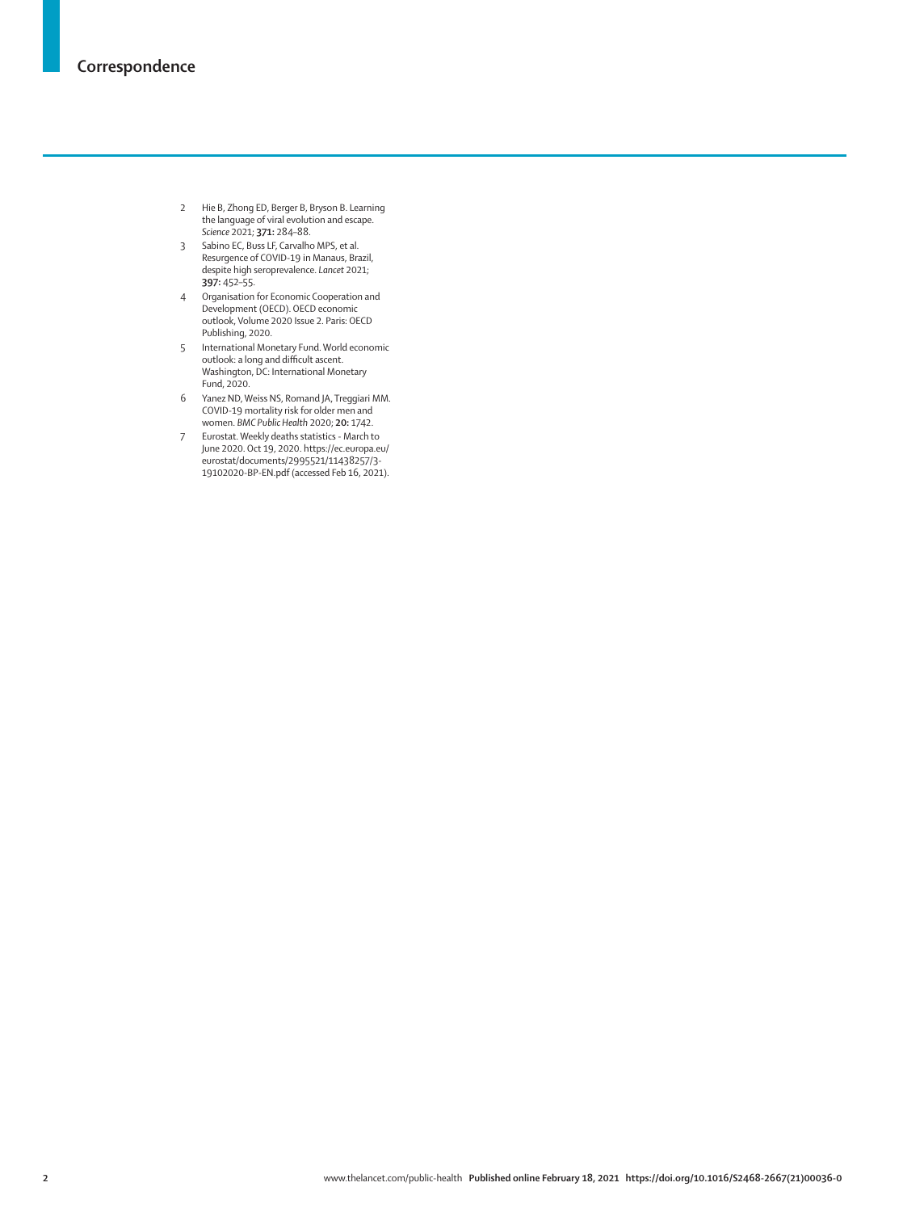2. Hie B, Zhong ED, Berger B, Bryson B. Learning the language of viral evolution and escape. *Science* 2021; **371:** 284–88.
3. Sabino EC, Buss LF, Carvalho MPS, et al. Resurgence of COVID-19 in Manaus, Brazil, despite high seroprevalence. *Lancet* 2021; **397:** 452–55.
4. Organisation for Economic Cooperation and Development (OECD). OECD economic outlook, Volume 2020 Issue 2. Paris: OECD Publishing, 2020.
5. International Monetary Fund. World economic outlook: a long and difficult ascent. Washington, DC: International Monetary Fund, 2020.
6. Yanez ND, Weiss NS, Romand JA, Treggiari MM. COVID-19 mortality risk for older men and women. *BMC Public Health* 2020; **20:** 1742.
7. Eurostat. Weekly deaths statistics - March to June 2020. Oct 19, 2020. https://ec.europa.eu/eurostat/documents/2995521/11438257/3-19102020-BP-EN.pdf (accessed Feb 16, 2021).